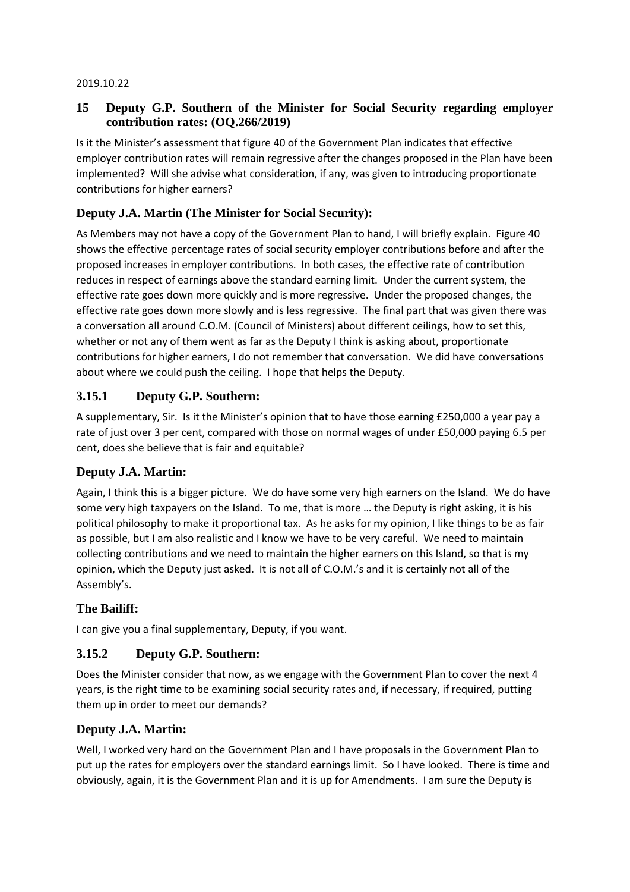2019.10.22

## 15 Deputy G.P. Southern of the Minister for Social Security regarding employer contribution rates: (OQ.266/2019)

Is it the Minister's assessment that figure 40 of the Government Plan indicates that effective employer contribution rates will remain regressive after the changes proposed in the Plan have been implemented? Will she advise what consideration, if any, was given to introducing proportionate contributions for higher earners?

### Deputy J.A. Martin (The Minister for Social Security):

As Members may not have a copy of the Government Plan to hand, I will briefly explain. Figure 40 shows the effective percentage rates of social security employer contributions before and after the proposed increases in employer contributions. In both cases, the effective rate of contribution reduces in respect of earnings above the standard earning limit. Under the current system, the effective rate goes down more quickly and is more regressive. Under the proposed changes, the effective rate goes down more slowly and is less regressive. The final part that was given there was a conversation all around C.O.M. (Council of Ministers) about different ceilings, how to set this, whether or not any of them went as far as the Deputy I think is asking about, proportionate contributions for higher earners, I do not remember that conversation. We did have conversations about where we could push the ceiling. I hope that helps the Deputy.

### 3.15.1 Deputy G.P. Southern:

A supplementary, Sir. Is it the Minister's opinion that to have those earning £250,000 a year pay a rate of just over 3 per cent, compared with those on normal wages of under £50,000 paying 6.5 per cent, does she believe that is fair and equitable?

### Deputy J.A. Martin:

Again, I think this is a bigger picture. We do have some very high earners on the Island. We do have some very high taxpayers on the Island. To me, that is more … the Deputy is right asking, it is his political philosophy to make it proportional tax. As he asks for my opinion, I like things to be as fair as possible, but I am also realistic and I know we have to be very careful. We need to maintain collecting contributions and we need to maintain the higher earners on this Island, so that is my opinion, which the Deputy just asked. It is not all of C.O.M.'s and it is certainly not all of the Assembly's.

### The Bailiff:

I can give you a final supplementary, Deputy, if you want.

### 3.15.2 Deputy G.P. Southern:

Does the Minister consider that now, as we engage with the Government Plan to cover the next 4 years, is the right time to be examining social security rates and, if necessary, if required, putting them up in order to meet our demands?

### Deputy J.A. Martin:

Well, I worked very hard on the Government Plan and I have proposals in the Government Plan to put up the rates for employers over the standard earnings limit. So I have looked. There is time and obviously, again, it is the Government Plan and it is up for Amendments. I am sure the Deputy is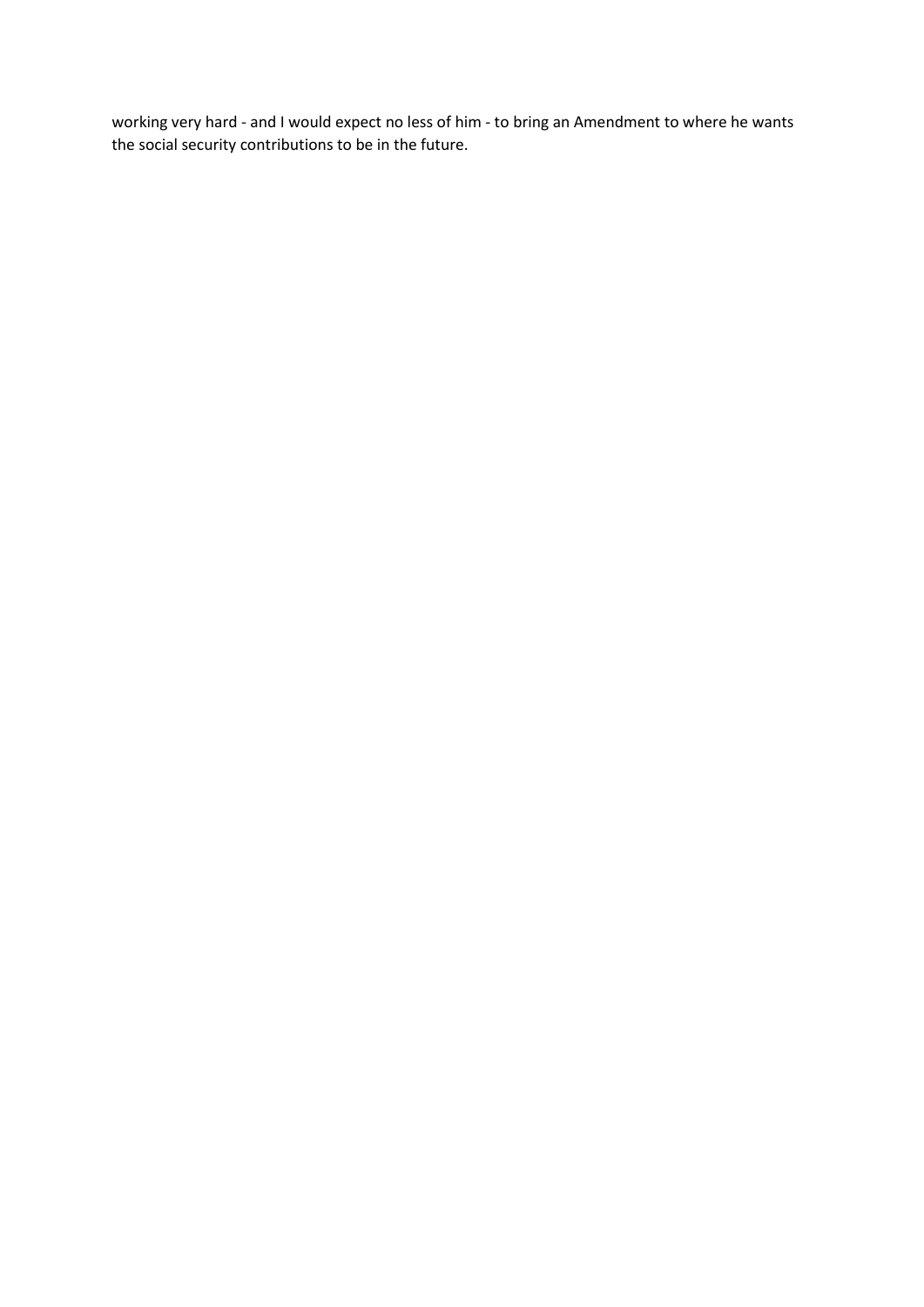working very hard - and I would expect no less of him - to bring an Amendment to where he wants the social security contributions to be in the future.